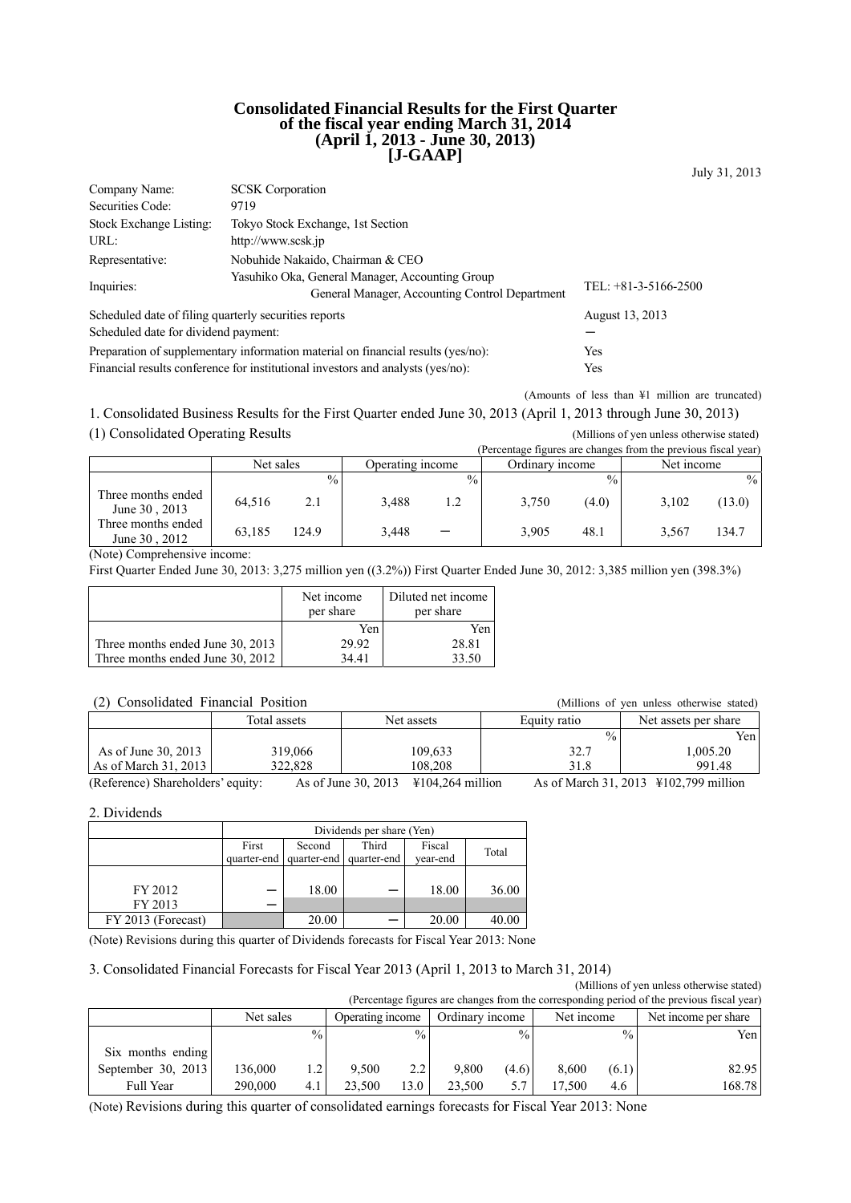# Consolidated Financial Results for the First Quarter of the fiscal year ending March 31, 2014 (April 1, 2013 - June 30, 2013) [J-GAAP]

July 31, 2013

| | | |
|---|---|---|
| Company Name: | SCSK Corporation | |
| Securities Code: | 9719 | |
| Stock Exchange Listing: | Tokyo Stock Exchange, 1st Section | |
| URL: | http://www.scsk.jp | |
| Representative: | Nobuhide Nakaido, Chairman & CEO | |
| Inquiries: | Yasuhiko Oka, General Manager, Accounting Group<br>General Manager, Accounting Control Department | TEL: +81-3-5166-2500 |

| | |
|---|---|
| Scheduled date of filing quarterly securities reports | August 13, 2013 |
| Scheduled date for dividend payment: | ― |
| Preparation of supplementary information material on financial results (yes/no): | Yes |
| Financial results conference for institutional investors and analysts (yes/no): | Yes |

(Amounts of less than ¥1 million are truncated)

## 1. Consolidated Business Results for the First Quarter ended June 30, 2013 (April 1, 2013 through June 30, 2013)

### (1) Consolidated Operating Results

(Millions of yen unless otherwise stated)

(Percentage figures are changes from the previous fiscal year)

| | Net sales | | Operating income | | Ordinary income | | Net income | |
|---|---|---|---|---|---|---|---|---|
| | | % | | % | | % | | % |
| Three months ended June 30 , 2013 | 64,516 | 2.1 | 3,488 | 1.2 | 3,750 | (4.0) | 3,102 | (13.0) |
| Three months ended June 30 , 2012 | 63,185 | 124.9 | 3,448 | ― | 3,905 | 48.1 | 3,567 | 134.7 |

(Note) Comprehensive income:

First Quarter Ended June 30, 2013: 3,275 million yen ((3.2%)) First Quarter Ended June 30, 2012: 3,385 million yen (398.3%)

| | Net income per share | Diluted net income per share |
|---|---|---|
| | Yen | Yen |
| Three months ended June 30, 2013 | 29.92 | 28.81 |
| Three months ended June 30, 2012 | 34.41 | 33.50 |

### (2) Consolidated Financial Position

(Millions of yen unless otherwise stated)

| | Total assets | Net assets | Equity ratio | Net assets per share |
|---|---|---|---|---|
| | | | % | Yen |
| As of June 30, 2013 | 319,066 | 109,633 | 32.7 | 1,005.20 |
| As of March 31, 2013 | 322,828 | 108,208 | 31.8 | 991.48 |

(Reference) Shareholders' equity: As of June 30, 2013 ¥104,264 million As of March 31, 2013 ¥102,799 million

## 2. Dividends

| | Dividends per share (Yen) | | | | |
|---|---|---|---|---|---|
| | First quarter-end | Second quarter-end | Third quarter-end | Fiscal year-end | Total |
| FY 2012 | ― | 18.00 | ― | 18.00 | 36.00 |
| FY 2013 | ― | | | | |
| FY 2013 (Forecast) | | 20.00 | ― | 20.00 | 40.00 |

(Note) Revisions during this quarter of Dividends forecasts for Fiscal Year 2013: None

## 3. Consolidated Financial Forecasts for Fiscal Year 2013 (April 1, 2013 to March 31, 2014)

(Millions of yen unless otherwise stated)

(Percentage figures are changes from the corresponding period of the previous fiscal year)

| | Net sales | | Operating income | | Ordinary income | | Net income | | Net income per share |
|---|---|---|---|---|---|---|---|---|---|
| | | % | | % | | % | | % | Yen |
| Six months ending September 30, 2013 | 136,000 | 1.2 | 9,500 | 2.2 | 9,800 | (4.6) | 8,600 | (6.1) | 82.95 |
| Full Year | 290,000 | 4.1 | 23,500 | 13.0 | 23,500 | 5.7 | 17,500 | 4.6 | 168.78 |

(Note) Revisions during this quarter of consolidated earnings forecasts for Fiscal Year 2013: None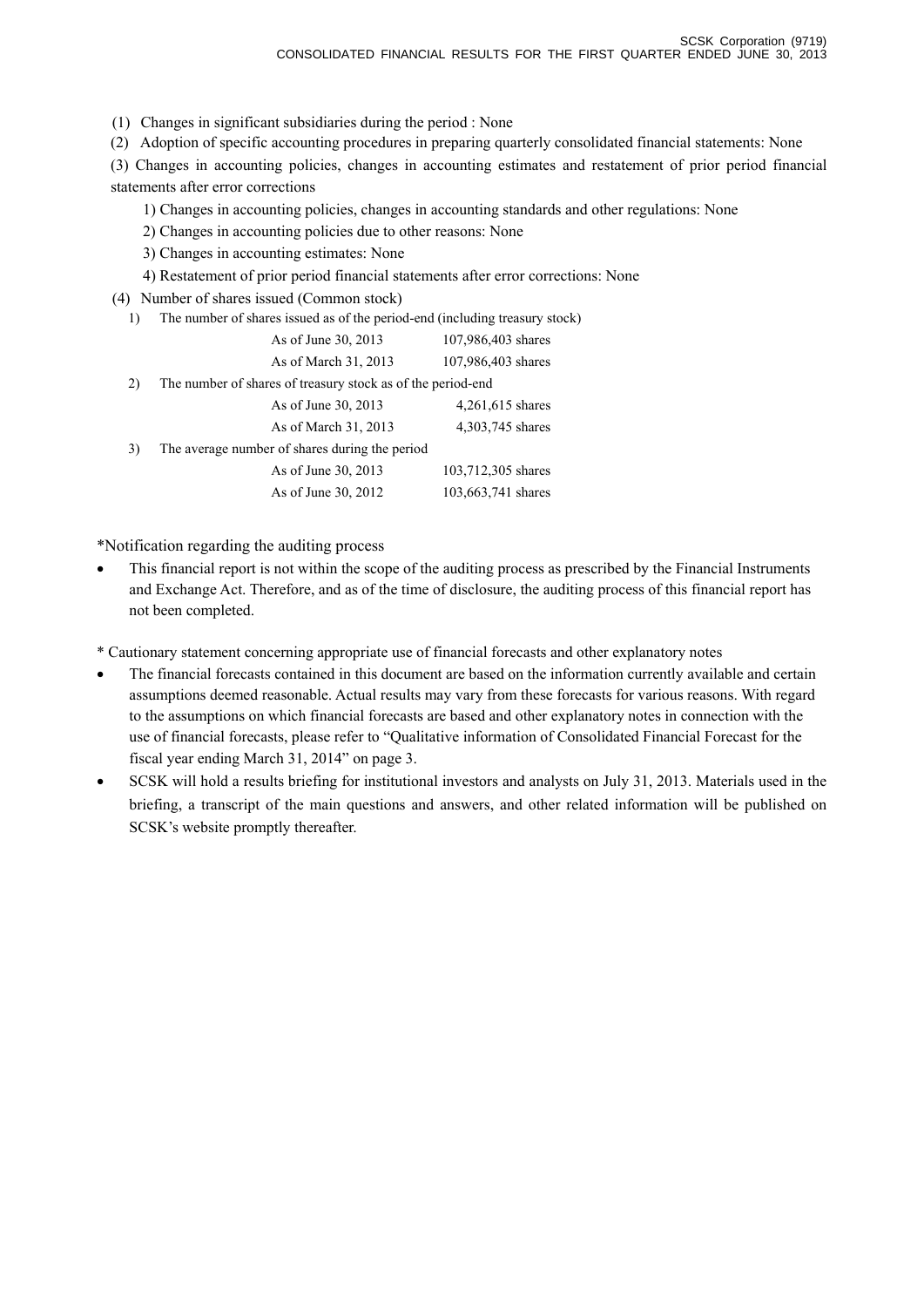(1) Changes in significant subsidiaries during the period : None

(2) Adoption of specific accounting procedures in preparing quarterly consolidated financial statements: None

(3) Changes in accounting policies, changes in accounting estimates and restatement of prior period financial statements after error corrections

1) Changes in accounting policies, changes in accounting standards and other regulations: None

2) Changes in accounting policies due to other reasons: None

3) Changes in accounting estimates: None

4) Restatement of prior period financial statements after error corrections: None

(4) Number of shares issued (Common stock)

1) The number of shares issued as of the period-end (including treasury stock)

| | |
|---|---|
| As of June 30, 2013 | 107,986,403 shares |
| As of March 31, 2013 | 107,986,403 shares |

2) The number of shares of treasury stock as of the period-end

| | |
|---|---|
| As of June 30, 2013 | 4,261,615 shares |
| As of March 31, 2013 | 4,303,745 shares |

3) The average number of shares during the period

| | |
|---|---|
| As of June 30, 2013 | 103,712,305 shares |
| As of June 30, 2012 | 103,663,741 shares |

*Notification regarding the auditing process

- This financial report is not within the scope of the auditing process as prescribed by the Financial Instruments and Exchange Act. Therefore, and as of the time of disclosure, the auditing process of this financial report has not been completed.

* Cautionary statement concerning appropriate use of financial forecasts and other explanatory notes

- The financial forecasts contained in this document are based on the information currently available and certain assumptions deemed reasonable. Actual results may vary from these forecasts for various reasons. With regard to the assumptions on which financial forecasts are based and other explanatory notes in connection with the use of financial forecasts, please refer to "Qualitative information of Consolidated Financial Forecast for the fiscal year ending March 31, 2014" on page 3.
- SCSK will hold a results briefing for institutional investors and analysts on July 31, 2013. Materials used in the briefing, a transcript of the main questions and answers, and other related information will be published on SCSK's website promptly thereafter.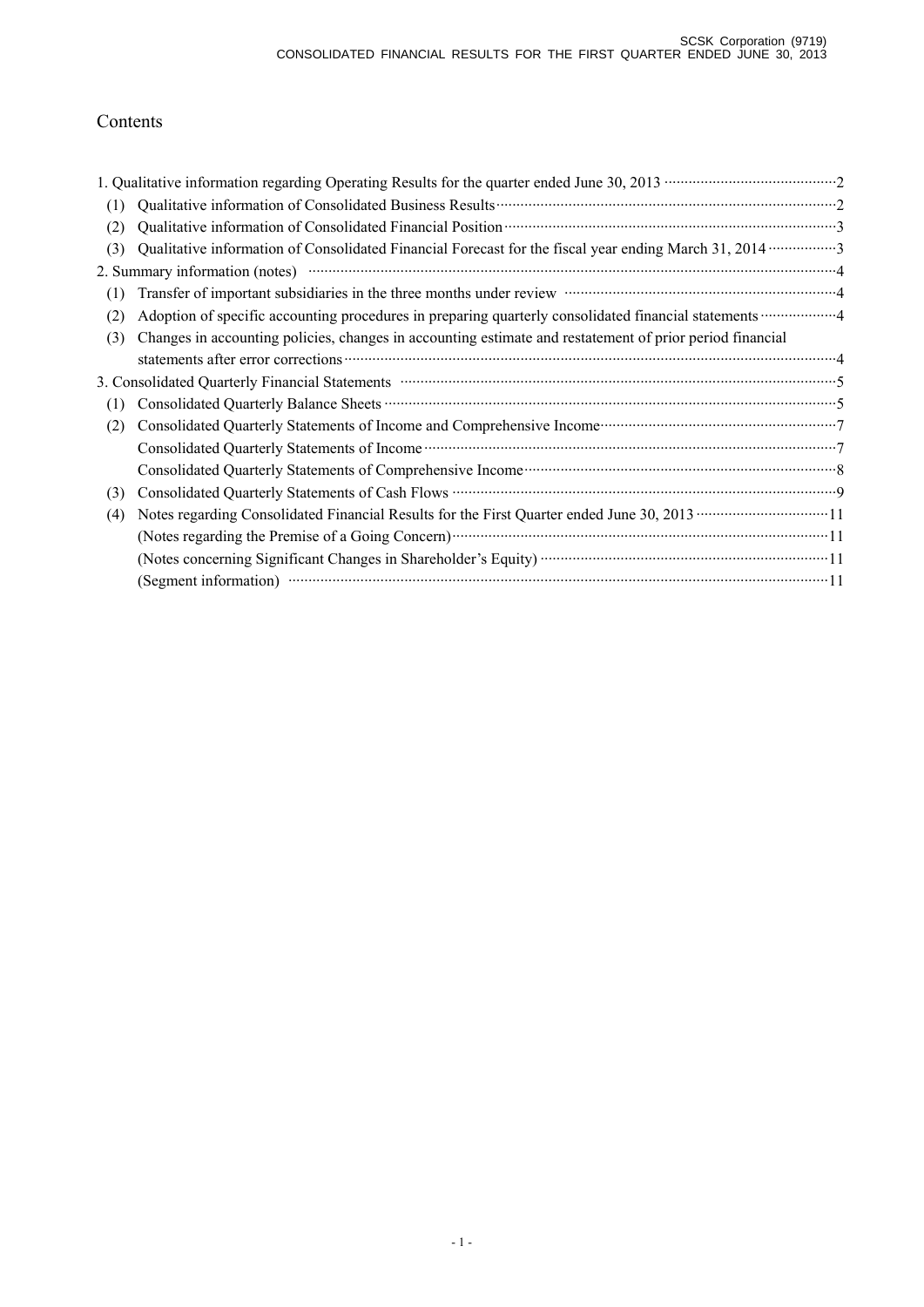# Contents

1. Qualitative information regarding Operating Results for the quarter ended June 30, 2013 ··· 2
   (1) Qualitative information of Consolidated Business Results ··· 2
   (2) Qualitative information of Consolidated Financial Position ··· 3
   (3) Qualitative information of Consolidated Financial Forecast for the fiscal year ending March 31, 2014 ··· 3
2. Summary information (notes) ··· 4
   (1) Transfer of important subsidiaries in the three months under review ··· 4
   (2) Adoption of specific accounting procedures in preparing quarterly consolidated financial statements ··· 4
   (3) Changes in accounting policies, changes in accounting estimate and restatement of prior period financial statements after error corrections ··· 4
3. Consolidated Quarterly Financial Statements ··· 5
   (1) Consolidated Quarterly Balance Sheets ··· 5
   (2) Consolidated Quarterly Statements of Income and Comprehensive Income ··· 7
       Consolidated Quarterly Statements of Income ··· 7
       Consolidated Quarterly Statements of Comprehensive Income ··· 8
   (3) Consolidated Quarterly Statements of Cash Flows ··· 9
   (4) Notes regarding Consolidated Financial Results for the First Quarter ended June 30, 2013 ··· 11
       (Notes regarding the Premise of a Going Concern) ··· 11
       (Notes concerning Significant Changes in Shareholder's Equity) ··· 11
       (Segment information) ··· 11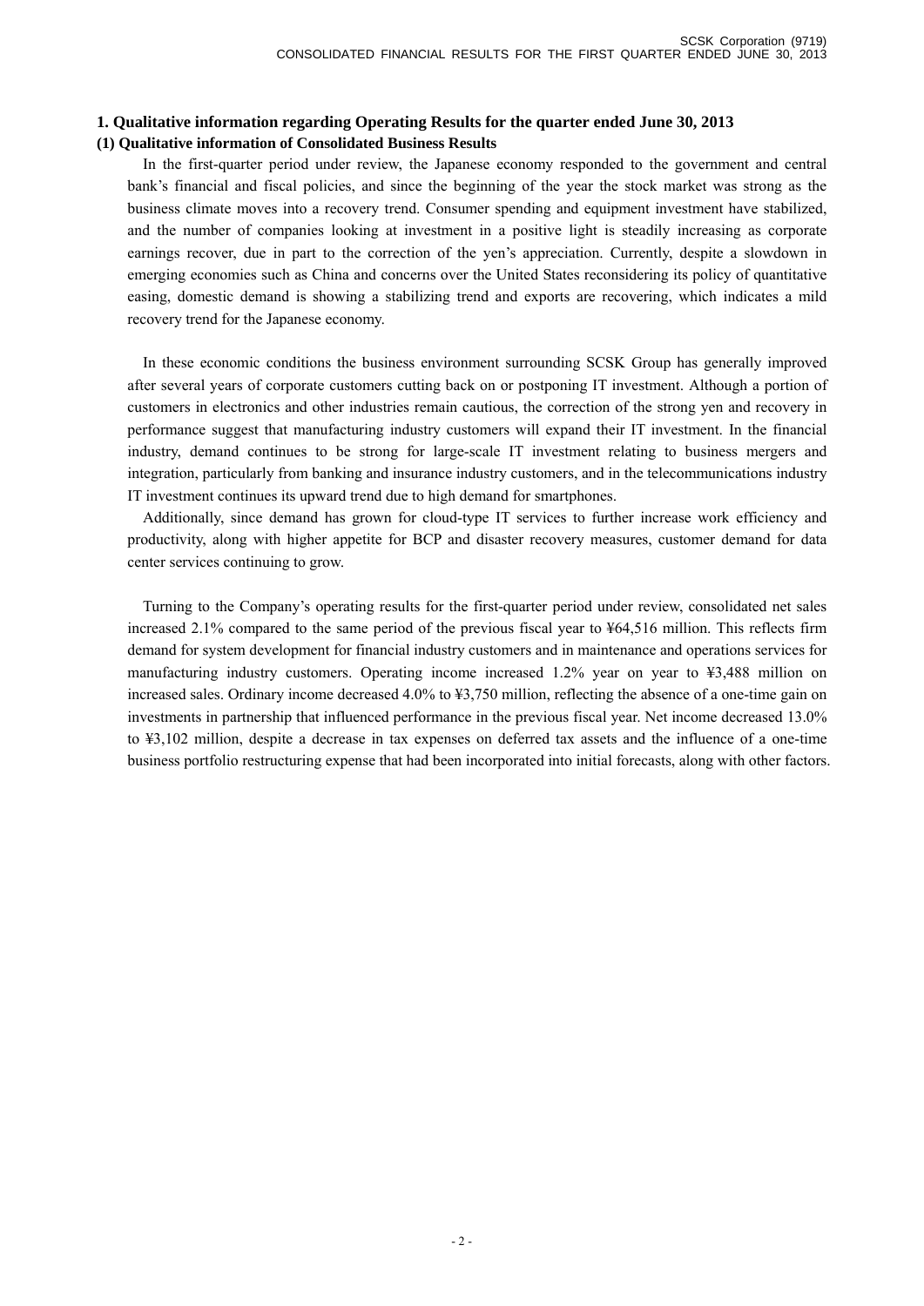## 1. Qualitative information regarding Operating Results for the quarter ended June 30, 2013

### (1) Qualitative information of Consolidated Business Results

In the first-quarter period under review, the Japanese economy responded to the government and central bank's financial and fiscal policies, and since the beginning of the year the stock market was strong as the business climate moves into a recovery trend. Consumer spending and equipment investment have stabilized, and the number of companies looking at investment in a positive light is steadily increasing as corporate earnings recover, due in part to the correction of the yen's appreciation. Currently, despite a slowdown in emerging economies such as China and concerns over the United States reconsidering its policy of quantitative easing, domestic demand is showing a stabilizing trend and exports are recovering, which indicates a mild recovery trend for the Japanese economy.

In these economic conditions the business environment surrounding SCSK Group has generally improved after several years of corporate customers cutting back on or postponing IT investment. Although a portion of customers in electronics and other industries remain cautious, the correction of the strong yen and recovery in performance suggest that manufacturing industry customers will expand their IT investment. In the financial industry, demand continues to be strong for large-scale IT investment relating to business mergers and integration, particularly from banking and insurance industry customers, and in the telecommunications industry IT investment continues its upward trend due to high demand for smartphones.

Additionally, since demand has grown for cloud-type IT services to further increase work efficiency and productivity, along with higher appetite for BCP and disaster recovery measures, customer demand for data center services continuing to grow.

Turning to the Company's operating results for the first-quarter period under review, consolidated net sales increased 2.1% compared to the same period of the previous fiscal year to ¥64,516 million. This reflects firm demand for system development for financial industry customers and in maintenance and operations services for manufacturing industry customers. Operating income increased 1.2% year on year to ¥3,488 million on increased sales. Ordinary income decreased 4.0% to ¥3,750 million, reflecting the absence of a one-time gain on investments in partnership that influenced performance in the previous fiscal year. Net income decreased 13.0% to ¥3,102 million, despite a decrease in tax expenses on deferred tax assets and the influence of a one-time business portfolio restructuring expense that had been incorporated into initial forecasts, along with other factors.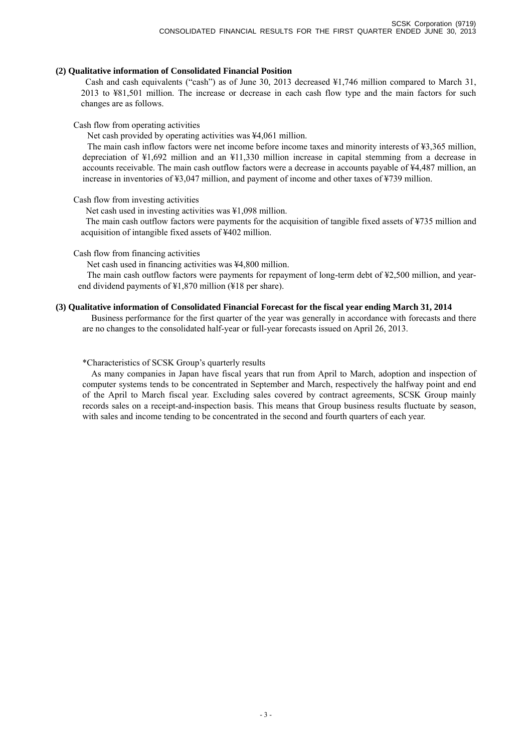### (2) Qualitative information of Consolidated Financial Position

Cash and cash equivalents ("cash") as of June 30, 2013 decreased ¥1,746 million compared to March 31, 2013 to ¥81,501 million. The increase or decrease in each cash flow type and the main factors for such changes are as follows.

Cash flow from operating activities

Net cash provided by operating activities was ¥4,061 million.

The main cash inflow factors were net income before income taxes and minority interests of ¥3,365 million, depreciation of ¥1,692 million and an ¥11,330 million increase in capital stemming from a decrease in accounts receivable. The main cash outflow factors were a decrease in accounts payable of ¥4,487 million, an increase in inventories of ¥3,047 million, and payment of income and other taxes of ¥739 million.

Cash flow from investing activities

Net cash used in investing activities was ¥1,098 million.

The main cash outflow factors were payments for the acquisition of tangible fixed assets of ¥735 million and acquisition of intangible fixed assets of ¥402 million.

Cash flow from financing activities

Net cash used in financing activities was ¥4,800 million.

The main cash outflow factors were payments for repayment of long-term debt of ¥2,500 million, and year-end dividend payments of ¥1,870 million (¥18 per share).

### (3) Qualitative information of Consolidated Financial Forecast for the fiscal year ending March 31, 2014

Business performance for the first quarter of the year was generally in accordance with forecasts and there are no changes to the consolidated half-year or full-year forecasts issued on April 26, 2013.

*Characteristics of SCSK Group's quarterly results

As many companies in Japan have fiscal years that run from April to March, adoption and inspection of computer systems tends to be concentrated in September and March, respectively the halfway point and end of the April to March fiscal year. Excluding sales covered by contract agreements, SCSK Group mainly records sales on a receipt-and-inspection basis. This means that Group business results fluctuate by season, with sales and income tending to be concentrated in the second and fourth quarters of each year.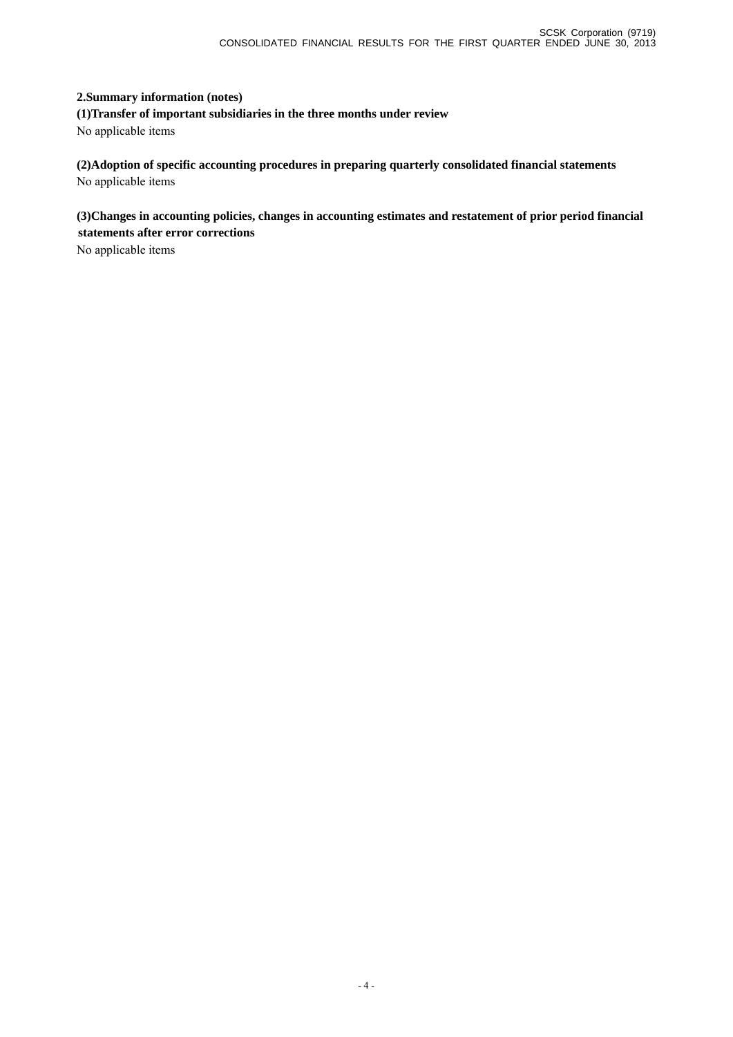## 2.Summary information (notes)

### (1)Transfer of important subsidiaries in the three months under review

No applicable items

### (2)Adoption of specific accounting procedures in preparing quarterly consolidated financial statements

No applicable items

### (3)Changes in accounting policies, changes in accounting estimates and restatement of prior period financial statements after error corrections

No applicable items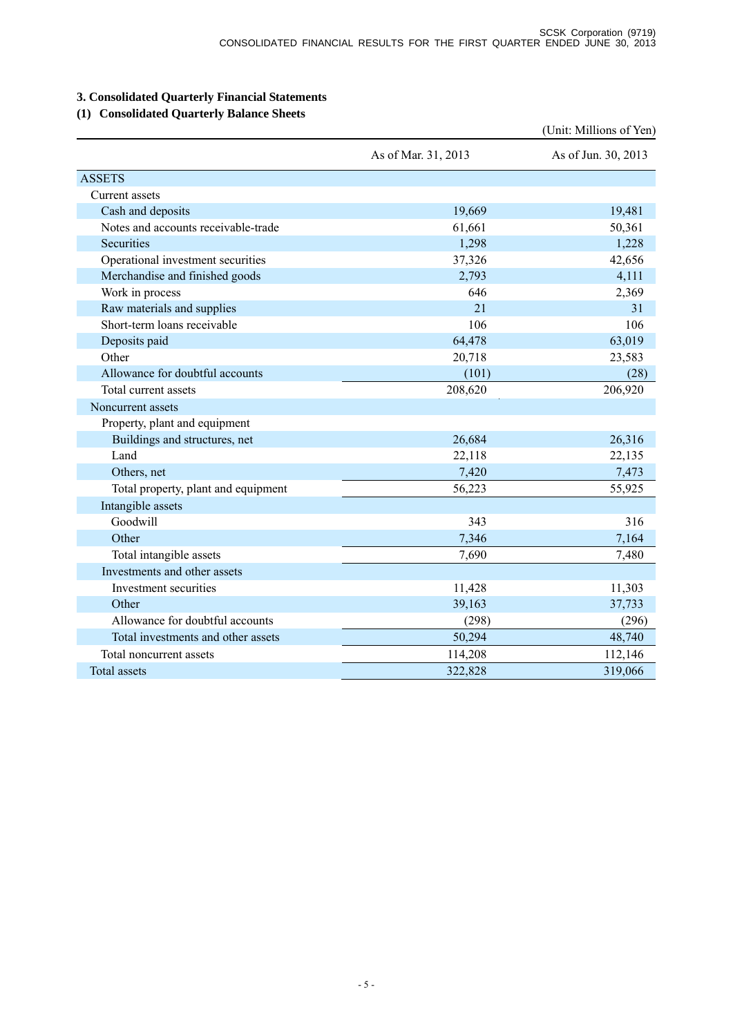## 3. Consolidated Quarterly Financial Statements

### (1) Consolidated Quarterly Balance Sheets

(Unit: Millions of Yen)

| | As of Mar. 31, 2013 | As of Jun. 30, 2013 |
|---|---|---|
| ASSETS | | |
| Current assets | | |
| Cash and deposits | 19,669 | 19,481 |
| Notes and accounts receivable-trade | 61,661 | 50,361 |
| Securities | 1,298 | 1,228 |
| Operational investment securities | 37,326 | 42,656 |
| Merchandise and finished goods | 2,793 | 4,111 |
| Work in process | 646 | 2,369 |
| Raw materials and supplies | 21 | 31 |
| Short-term loans receivable | 106 | 106 |
| Deposits paid | 64,478 | 63,019 |
| Other | 20,718 | 23,583 |
| Allowance for doubtful accounts | (101) | (28) |
| Total current assets | 208,620 | 206,920 |
| Noncurrent assets | | |
| Property, plant and equipment | | |
| Buildings and structures, net | 26,684 | 26,316 |
| Land | 22,118 | 22,135 |
| Others, net | 7,420 | 7,473 |
| Total property, plant and equipment | 56,223 | 55,925 |
| Intangible assets | | |
| Goodwill | 343 | 316 |
| Other | 7,346 | 7,164 |
| Total intangible assets | 7,690 | 7,480 |
| Investments and other assets | | |
| Investment securities | 11,428 | 11,303 |
| Other | 39,163 | 37,733 |
| Allowance for doubtful accounts | (298) | (296) |
| Total investments and other assets | 50,294 | 48,740 |
| Total noncurrent assets | 114,208 | 112,146 |
| Total assets | 322,828 | 319,066 |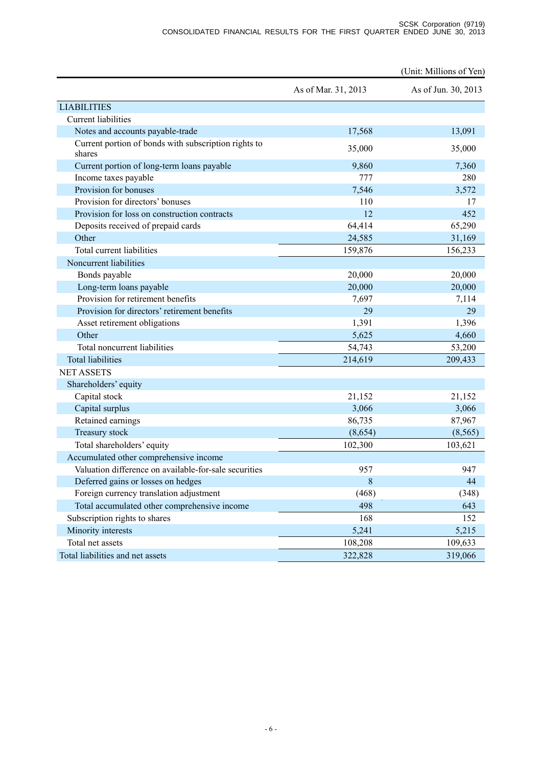(Unit: Millions of Yen)

| | As of Mar. 31, 2013 | As of Jun. 30, 2013 |
|---|---|---|
| LIABILITIES | | |
| Current liabilities | | |
| Notes and accounts payable-trade | 17,568 | 13,091 |
| Current portion of bonds with subscription rights to shares | 35,000 | 35,000 |
| Current portion of long-term loans payable | 9,860 | 7,360 |
| Income taxes payable | 777 | 280 |
| Provision for bonuses | 7,546 | 3,572 |
| Provision for directors' bonuses | 110 | 17 |
| Provision for loss on construction contracts | 12 | 452 |
| Deposits received of prepaid cards | 64,414 | 65,290 |
| Other | 24,585 | 31,169 |
| Total current liabilities | 159,876 | 156,233 |
| Noncurrent liabilities | | |
| Bonds payable | 20,000 | 20,000 |
| Long-term loans payable | 20,000 | 20,000 |
| Provision for retirement benefits | 7,697 | 7,114 |
| Provision for directors' retirement benefits | 29 | 29 |
| Asset retirement obligations | 1,391 | 1,396 |
| Other | 5,625 | 4,660 |
| Total noncurrent liabilities | 54,743 | 53,200 |
| Total liabilities | 214,619 | 209,433 |
| NET ASSETS | | |
| Shareholders' equity | | |
| Capital stock | 21,152 | 21,152 |
| Capital surplus | 3,066 | 3,066 |
| Retained earnings | 86,735 | 87,967 |
| Treasury stock | (8,654) | (8,565) |
| Total shareholders' equity | 102,300 | 103,621 |
| Accumulated other comprehensive income | | |
| Valuation difference on available-for-sale securities | 957 | 947 |
| Deferred gains or losses on hedges | 8 | 44 |
| Foreign currency translation adjustment | (468) | (348) |
| Total accumulated other comprehensive income | 498 | 643 |
| Subscription rights to shares | 168 | 152 |
| Minority interests | 5,241 | 5,215 |
| Total net assets | 108,208 | 109,633 |
| Total liabilities and net assets | 322,828 | 319,066 |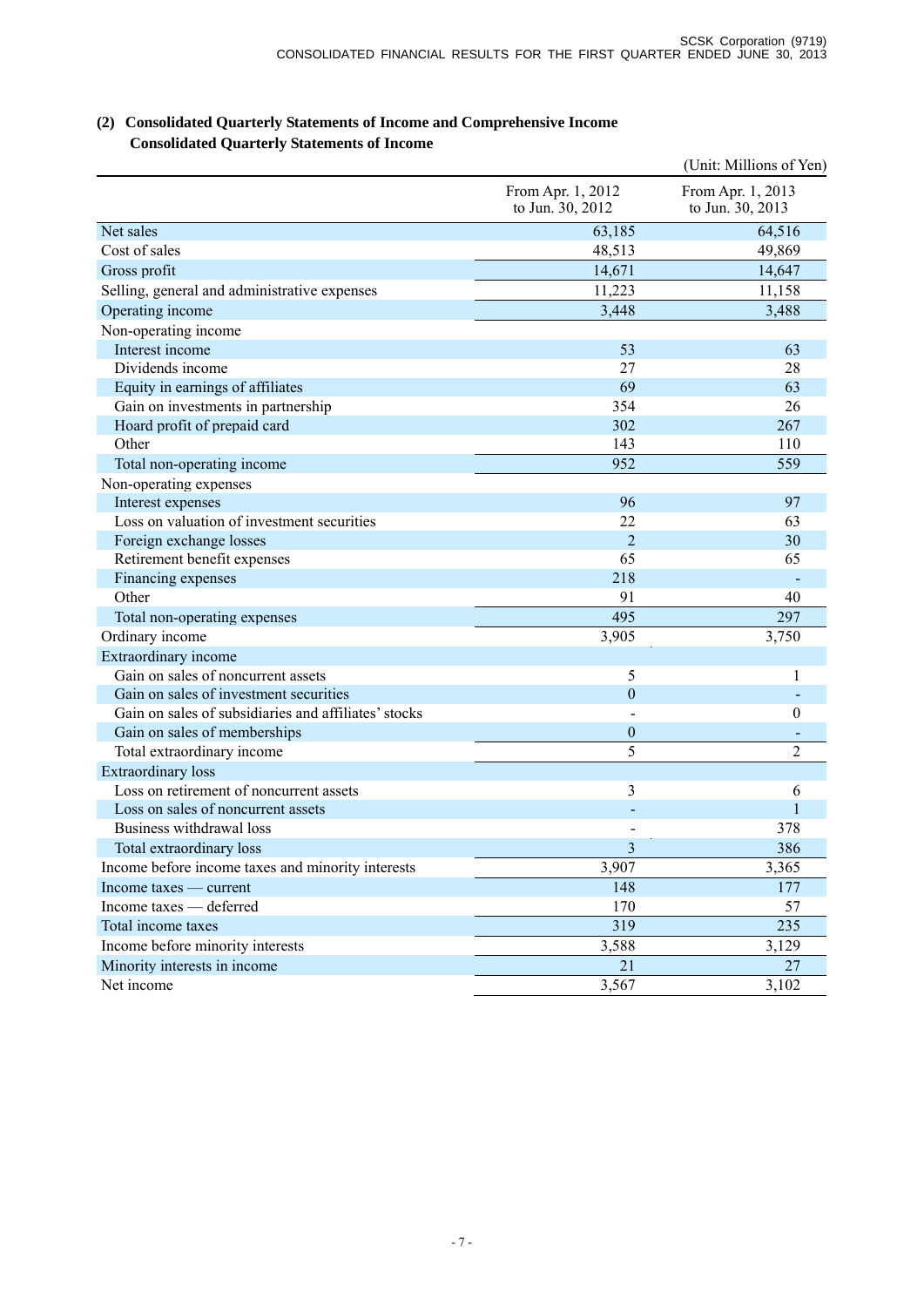### (2) Consolidated Quarterly Statements of Income and Comprehensive Income

#### Consolidated Quarterly Statements of Income

(Unit: Millions of Yen)

| | From Apr. 1, 2012 to Jun. 30, 2012 | From Apr. 1, 2013 to Jun. 30, 2013 |
|---|---|---|
| Net sales | 63,185 | 64,516 |
| Cost of sales | 48,513 | 49,869 |
| Gross profit | 14,671 | 14,647 |
| Selling, general and administrative expenses | 11,223 | 11,158 |
| Operating income | 3,448 | 3,488 |
| Non-operating income | | |
| Interest income | 53 | 63 |
| Dividends income | 27 | 28 |
| Equity in earnings of affiliates | 69 | 63 |
| Gain on investments in partnership | 354 | 26 |
| Hoard profit of prepaid card | 302 | 267 |
| Other | 143 | 110 |
| Total non-operating income | 952 | 559 |
| Non-operating expenses | | |
| Interest expenses | 96 | 97 |
| Loss on valuation of investment securities | 22 | 63 |
| Foreign exchange losses | 2 | 30 |
| Retirement benefit expenses | 65 | 65 |
| Financing expenses | 218 | - |
| Other | 91 | 40 |
| Total non-operating expenses | 495 | 297 |
| Ordinary income | 3,905 | 3,750 |
| Extraordinary income | | |
| Gain on sales of noncurrent assets | 5 | 1 |
| Gain on sales of investment securities | 0 | - |
| Gain on sales of subsidiaries and affiliates' stocks | - | 0 |
| Gain on sales of memberships | 0 | - |
| Total extraordinary income | 5 | 2 |
| Extraordinary loss | | |
| Loss on retirement of noncurrent assets | 3 | 6 |
| Loss on sales of noncurrent assets | - | 1 |
| Business withdrawal loss | - | 378 |
| Total extraordinary loss | 3 | 386 |
| Income before income taxes and minority interests | 3,907 | 3,365 |
| Income taxes — current | 148 | 177 |
| Income taxes — deferred | 170 | 57 |
| Total income taxes | 319 | 235 |
| Income before minority interests | 3,588 | 3,129 |
| Minority interests in income | 21 | 27 |
| Net income | 3,567 | 3,102 |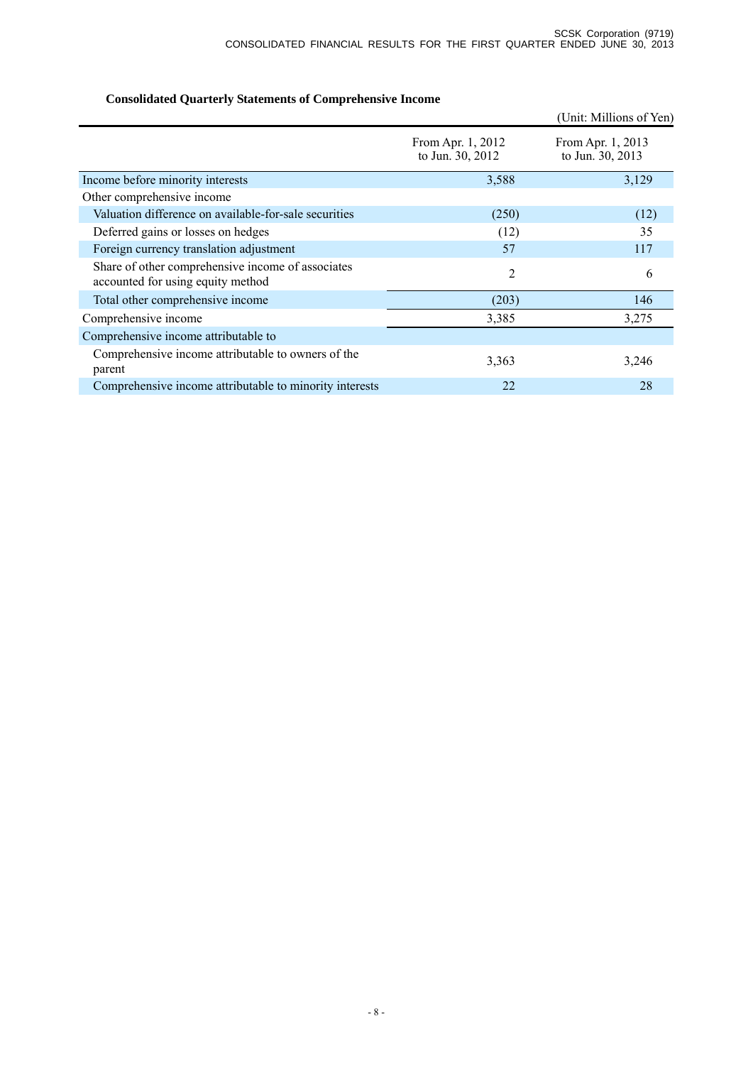### Consolidated Quarterly Statements of Comprehensive Income

(Unit: Millions of Yen)

| | From Apr. 1, 2012 to Jun. 30, 2012 | From Apr. 1, 2013 to Jun. 30, 2013 |
|---|---|---|
| Income before minority interests | 3,588 | 3,129 |
| Other comprehensive income | | |
| Valuation difference on available-for-sale securities | (250) | (12) |
| Deferred gains or losses on hedges | (12) | 35 |
| Foreign currency translation adjustment | 57 | 117 |
| Share of other comprehensive income of associates accounted for using equity method | 2 | 6 |
| Total other comprehensive income | (203) | 146 |
| Comprehensive income | 3,385 | 3,275 |
| Comprehensive income attributable to | | |
| Comprehensive income attributable to owners of the parent | 3,363 | 3,246 |
| Comprehensive income attributable to minority interests | 22 | 28 |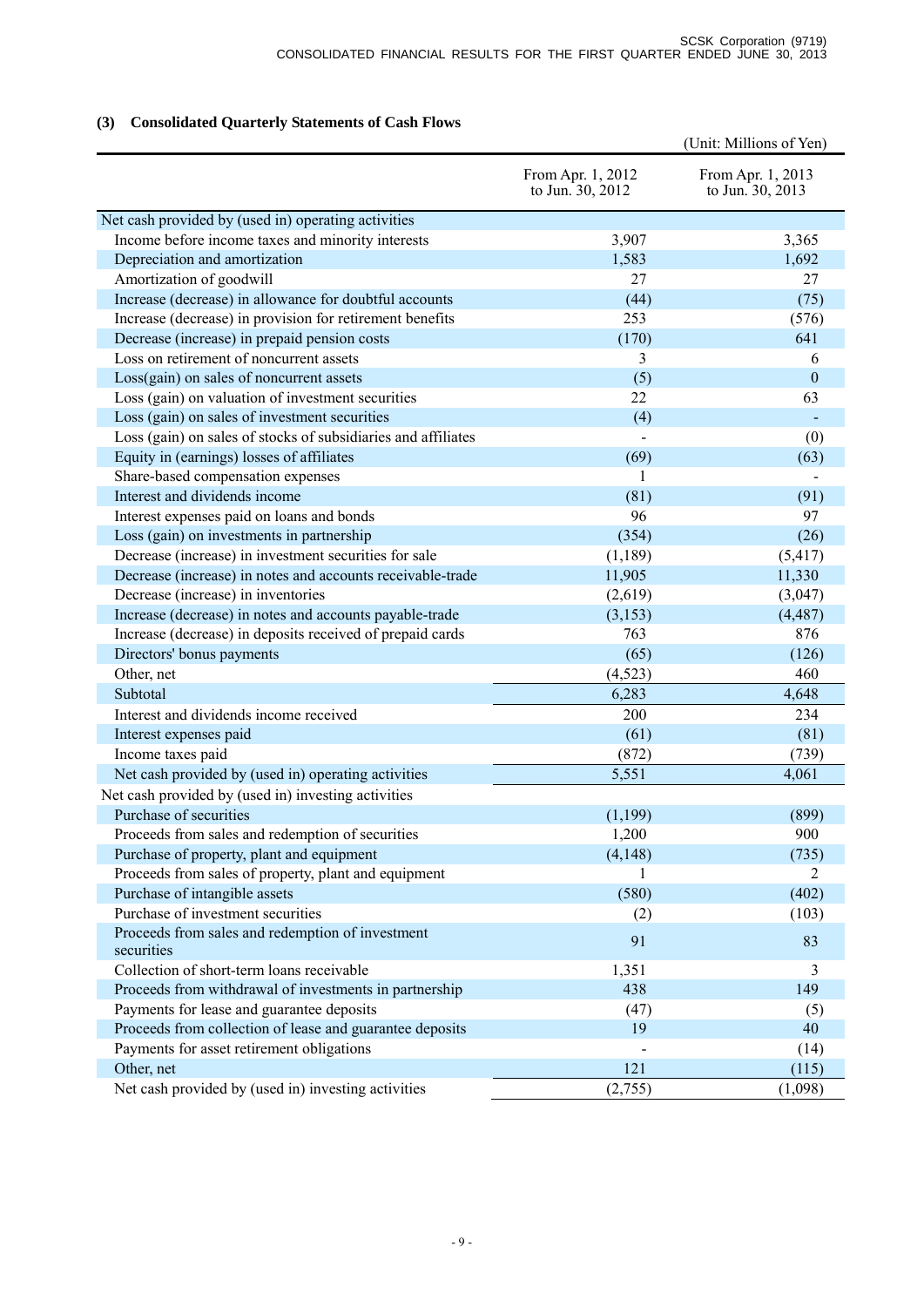### (3) Consolidated Quarterly Statements of Cash Flows

(Unit: Millions of Yen)

| | From Apr. 1, 2012 to Jun. 30, 2012 | From Apr. 1, 2013 to Jun. 30, 2013 |
|---|---|---|
| Net cash provided by (used in) operating activities | | |
| Income before income taxes and minority interests | 3,907 | 3,365 |
| Depreciation and amortization | 1,583 | 1,692 |
| Amortization of goodwill | 27 | 27 |
| Increase (decrease) in allowance for doubtful accounts | (44) | (75) |
| Increase (decrease) in provision for retirement benefits | 253 | (576) |
| Decrease (increase) in prepaid pension costs | (170) | 641 |
| Loss on retirement of noncurrent assets | 3 | 6 |
| Loss(gain) on sales of noncurrent assets | (5) | 0 |
| Loss (gain) on valuation of investment securities | 22 | 63 |
| Loss (gain) on sales of investment securities | (4) | - |
| Loss (gain) on sales of stocks of subsidiaries and affiliates | - | (0) |
| Equity in (earnings) losses of affiliates | (69) | (63) |
| Share-based compensation expenses | 1 | - |
| Interest and dividends income | (81) | (91) |
| Interest expenses paid on loans and bonds | 96 | 97 |
| Loss (gain) on investments in partnership | (354) | (26) |
| Decrease (increase) in investment securities for sale | (1,189) | (5,417) |
| Decrease (increase) in notes and accounts receivable-trade | 11,905 | 11,330 |
| Decrease (increase) in inventories | (2,619) | (3,047) |
| Increase (decrease) in notes and accounts payable-trade | (3,153) | (4,487) |
| Increase (decrease) in deposits received of prepaid cards | 763 | 876 |
| Directors' bonus payments | (65) | (126) |
| Other, net | (4,523) | 460 |
| Subtotal | 6,283 | 4,648 |
| Interest and dividends income received | 200 | 234 |
| Interest expenses paid | (61) | (81) |
| Income taxes paid | (872) | (739) |
| Net cash provided by (used in) operating activities | 5,551 | 4,061 |
| Net cash provided by (used in) investing activities | | |
| Purchase of securities | (1,199) | (899) |
| Proceeds from sales and redemption of securities | 1,200 | 900 |
| Purchase of property, plant and equipment | (4,148) | (735) |
| Proceeds from sales of property, plant and equipment | 1 | 2 |
| Purchase of intangible assets | (580) | (402) |
| Purchase of investment securities | (2) | (103) |
| Proceeds from sales and redemption of investment securities | 91 | 83 |
| Collection of short-term loans receivable | 1,351 | 3 |
| Proceeds from withdrawal of investments in partnership | 438 | 149 |
| Payments for lease and guarantee deposits | (47) | (5) |
| Proceeds from collection of lease and guarantee deposits | 19 | 40 |
| Payments for asset retirement obligations | - | (14) |
| Other, net | 121 | (115) |
| Net cash provided by (used in) investing activities | (2,755) | (1,098) |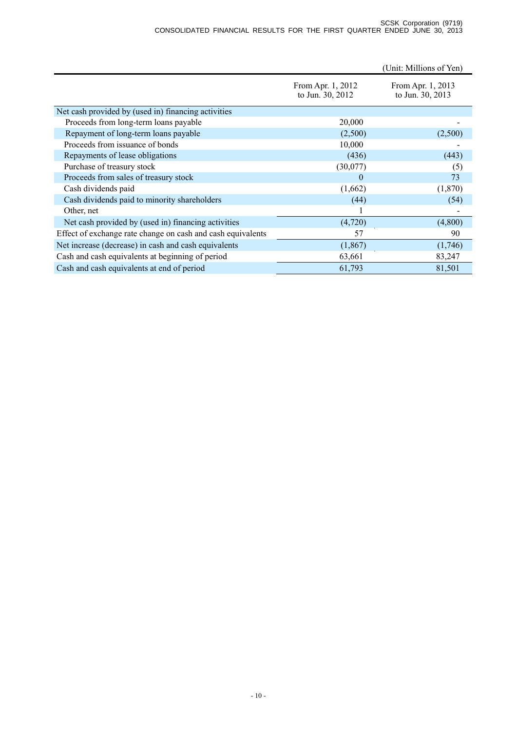(Unit: Millions of Yen)

| | From Apr. 1, 2012 to Jun. 30, 2012 | From Apr. 1, 2013 to Jun. 30, 2013 |
|---|---|---|
| Net cash provided by (used in) financing activities | | |
| Proceeds from long-term loans payable | 20,000 | - |
| Repayment of long-term loans payable | (2,500) | (2,500) |
| Proceeds from issuance of bonds | 10,000 | - |
| Repayments of lease obligations | (436) | (443) |
| Purchase of treasury stock | (30,077) | (5) |
| Proceeds from sales of treasury stock | 0 | 73 |
| Cash dividends paid | (1,662) | (1,870) |
| Cash dividends paid to minority shareholders | (44) | (54) |
| Other, net | 1 | - |
| Net cash provided by (used in) financing activities | (4,720) | (4,800) |
| Effect of exchange rate change on cash and cash equivalents | 57 | 90 |
| Net increase (decrease) in cash and cash equivalents | (1,867) | (1,746) |
| Cash and cash equivalents at beginning of period | 63,661 | 83,247 |
| Cash and cash equivalents at end of period | 61,793 | 81,501 |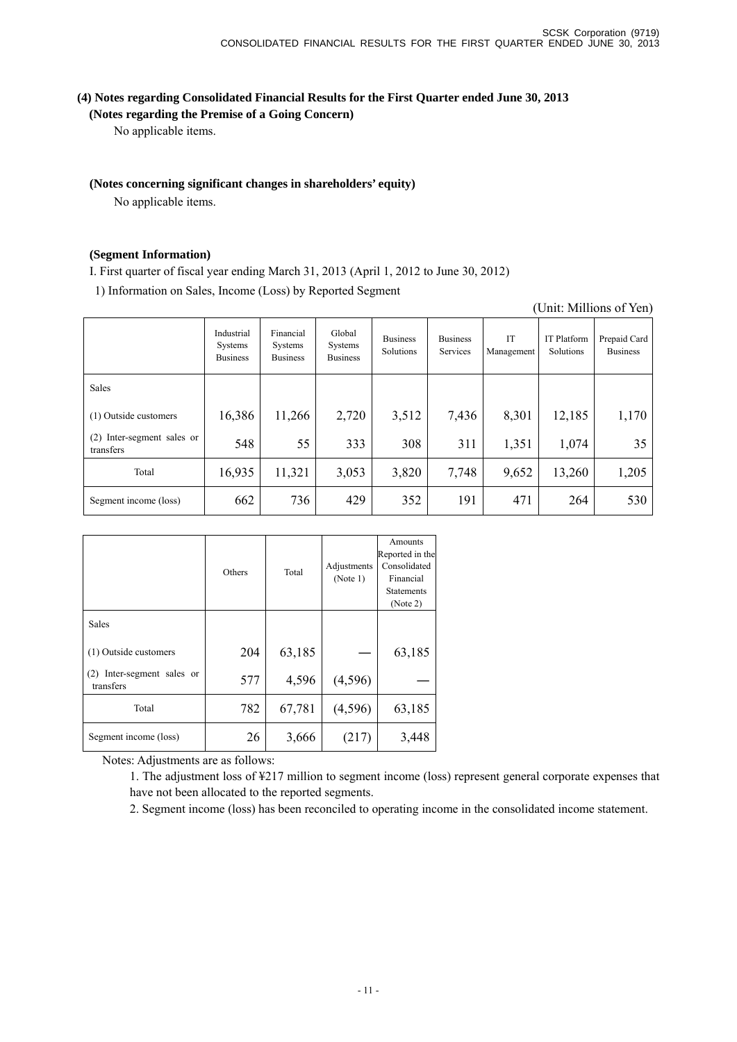## (4) Notes regarding Consolidated Financial Results for the First Quarter ended June 30, 2013

### (Notes regarding the Premise of a Going Concern)

No applicable items.

### (Notes concerning significant changes in shareholders' equity)

No applicable items.

### (Segment Information)

I. First quarter of fiscal year ending March 31, 2013 (April 1, 2012 to June 30, 2012)

1) Information on Sales, Income (Loss) by Reported Segment

(Unit: Millions of Yen)

| | Industrial Systems Business | Financial Systems Business | Global Systems Business | Business Solutions | Business Services | IT Management | IT Platform Solutions | Prepaid Card Business |
|---|---|---|---|---|---|---|---|---|
| Sales | | | | | | | | |
| (1) Outside customers | 16,386 | 11,266 | 2,720 | 3,512 | 7,436 | 8,301 | 12,185 | 1,170 |
| (2) Inter-segment sales or transfers | 548 | 55 | 333 | 308 | 311 | 1,351 | 1,074 | 35 |
| Total | 16,935 | 11,321 | 3,053 | 3,820 | 7,748 | 9,652 | 13,260 | 1,205 |
| Segment income (loss) | 662 | 736 | 429 | 352 | 191 | 471 | 264 | 530 |

| | Others | Total | Adjustments (Note 1) | Amounts Reported in the Consolidated Financial Statements (Note 2) |
|---|---|---|---|---|
| Sales | | | | |
| (1) Outside customers | 204 | 63,185 | — | 63,185 |
| (2) Inter-segment sales or transfers | 577 | 4,596 | (4,596) | — |
| Total | 782 | 67,781 | (4,596) | 63,185 |
| Segment income (loss) | 26 | 3,666 | (217) | 3,448 |

Notes: Adjustments are as follows:

1. The adjustment loss of ¥217 million to segment income (loss) represent general corporate expenses that have not been allocated to the reported segments.
2. Segment income (loss) has been reconciled to operating income in the consolidated income statement.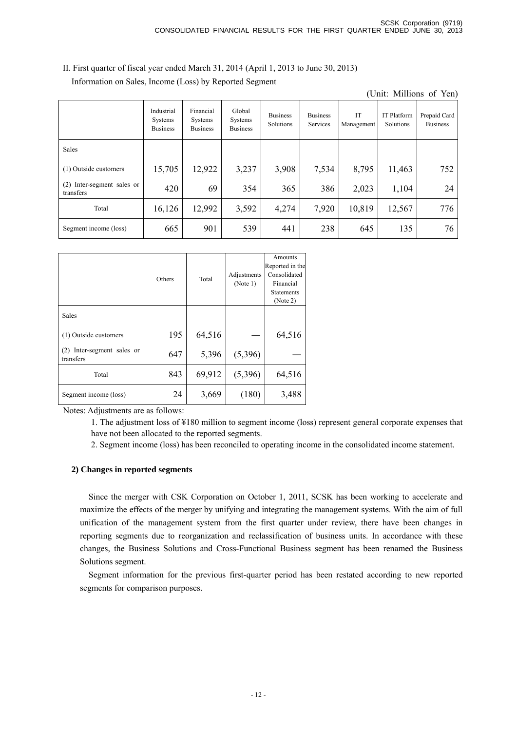II. First quarter of fiscal year ended March 31, 2014 (April 1, 2013 to June 30, 2013)

Information on Sales, Income (Loss) by Reported Segment

(Unit: Millions of Yen)

| | Industrial Systems Business | Financial Systems Business | Global Systems Business | Business Solutions | Business Services | IT Management | IT Platform Solutions | Prepaid Card Business |
|---|---|---|---|---|---|---|---|---|
| Sales | | | | | | | | |
| (1) Outside customers | 15,705 | 12,922 | 3,237 | 3,908 | 7,534 | 8,795 | 11,463 | 752 |
| (2) Inter-segment sales or transfers | 420 | 69 | 354 | 365 | 386 | 2,023 | 1,104 | 24 |
| Total | 16,126 | 12,992 | 3,592 | 4,274 | 7,920 | 10,819 | 12,567 | 776 |
| Segment income (loss) | 665 | 901 | 539 | 441 | 238 | 645 | 135 | 76 |

| | Others | Total | Adjustments (Note 1) | Amounts Reported in the Consolidated Financial Statements (Note 2) |
|---|---|---|---|---|
| Sales | | | | |
| (1) Outside customers | 195 | 64,516 | — | 64,516 |
| (2) Inter-segment sales or transfers | 647 | 5,396 | (5,396) | — |
| Total | 843 | 69,912 | (5,396) | 64,516 |
| Segment income (loss) | 24 | 3,669 | (180) | 3,488 |

Notes: Adjustments are as follows:

1. The adjustment loss of ¥180 million to segment income (loss) represent general corporate expenses that have not been allocated to the reported segments.
2. Segment income (loss) has been reconciled to operating income in the consolidated income statement.

**2) Changes in reported segments**

Since the merger with CSK Corporation on October 1, 2011, SCSK has been working to accelerate and maximize the effects of the merger by unifying and integrating the management systems. With the aim of full unification of the management system from the first quarter under review, there have been changes in reporting segments due to reorganization and reclassification of business units. In accordance with these changes, the Business Solutions and Cross-Functional Business segment has been renamed the Business Solutions segment.

Segment information for the previous first-quarter period has been restated according to new reported segments for comparison purposes.